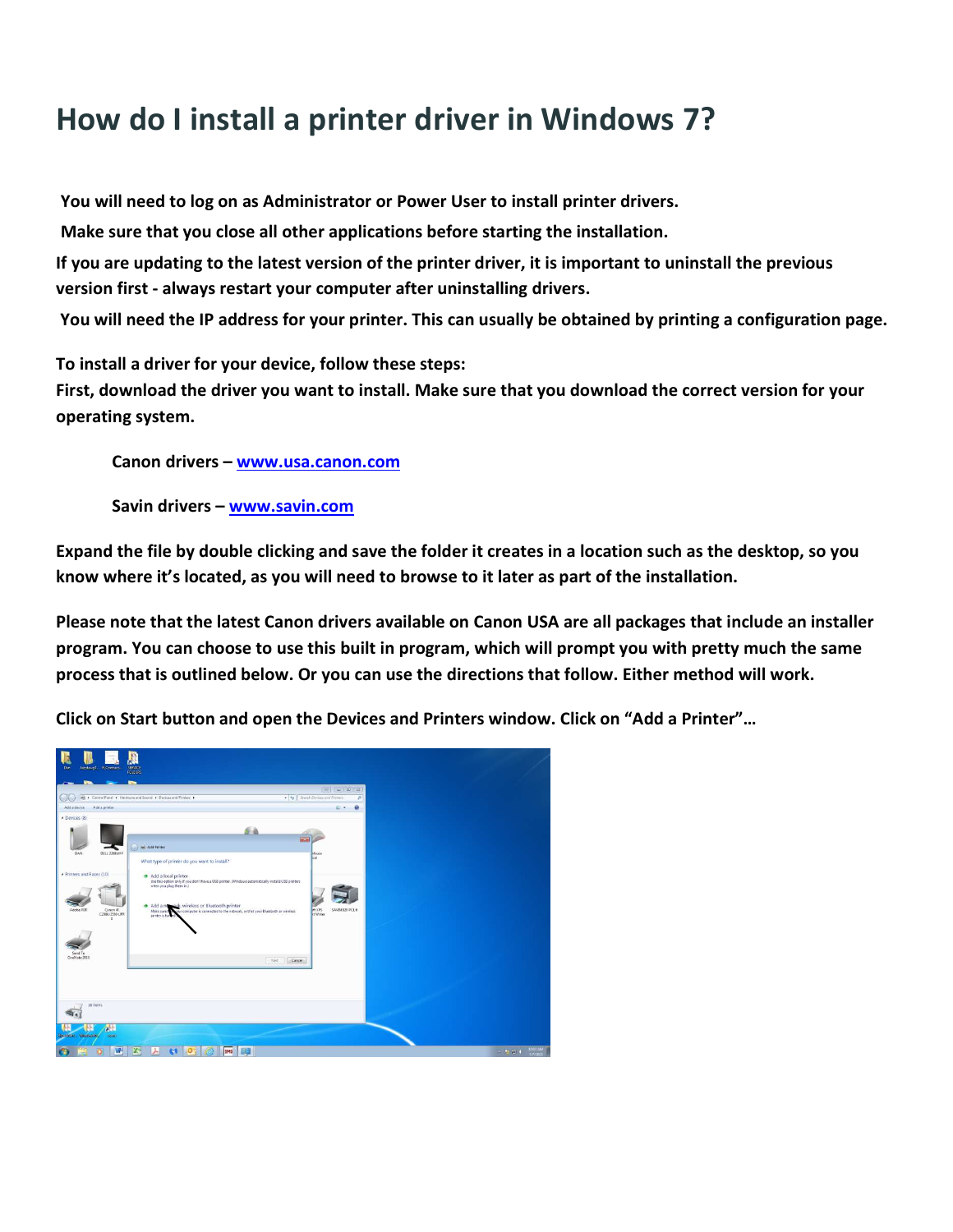# How do I install a printer driver in Windows 7?

**You will need to log on as Administrator or Power User to install printer drivers.**

**Make sure that you close all other applications before starting the installation.**

**If you are updating to the latest version of the printer driver, it is important to uninstall the previous version first - always restart your computer after uninstalling drivers.**

**You will need the IP address for your printer. This can usually be obtained by printing a configuration page.**

**To install a driver for your device, follow these steps:**

**First, download the driver you want to install. Make sure that you download the correct version for your operating system.**

**Canon drivers – [www.usa.canon.com](http://www.usa.canon.com)**

**Savin drivers – [www.savin.com](http://www.savin.com)**

**Expand the file by double clicking and save the folder it creates in a location such as the desktop, so you know where it's located, as you will need to browse to it later as part of the installation.**

**Please note that the latest Canon drivers available on Canon USA are all packages that include an installer program. You can choose to use this built in program, which will prompt you with pretty much the same process that is outlined below. Or you can use the directions that follow. Either method will work.**

**Click on Start button and open the Devices and Printers window. Click on "Add a Printer"…**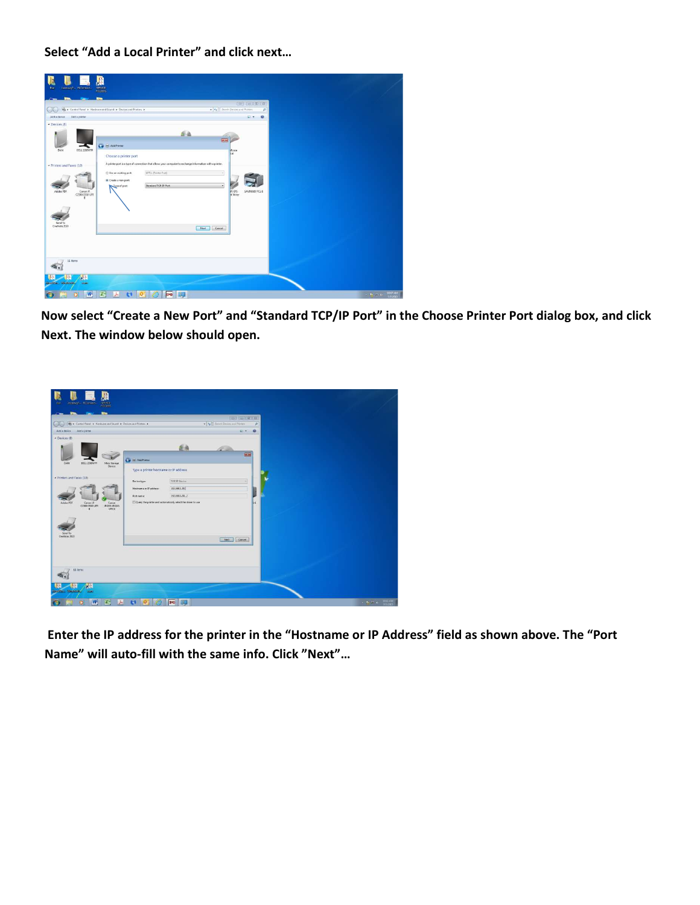**Select "Add a Local Printer" and click next…**

**Now select "Create a New Port" and "Standard TCP/IP Port" in the Choose Printer Port dialog box, and click Next. The window below should open.**

**Enter the IP address for the printer in the "Hostname or IP Address" field as shown above. The "Port Name" will auto-fill with the same info. Click "Next"…**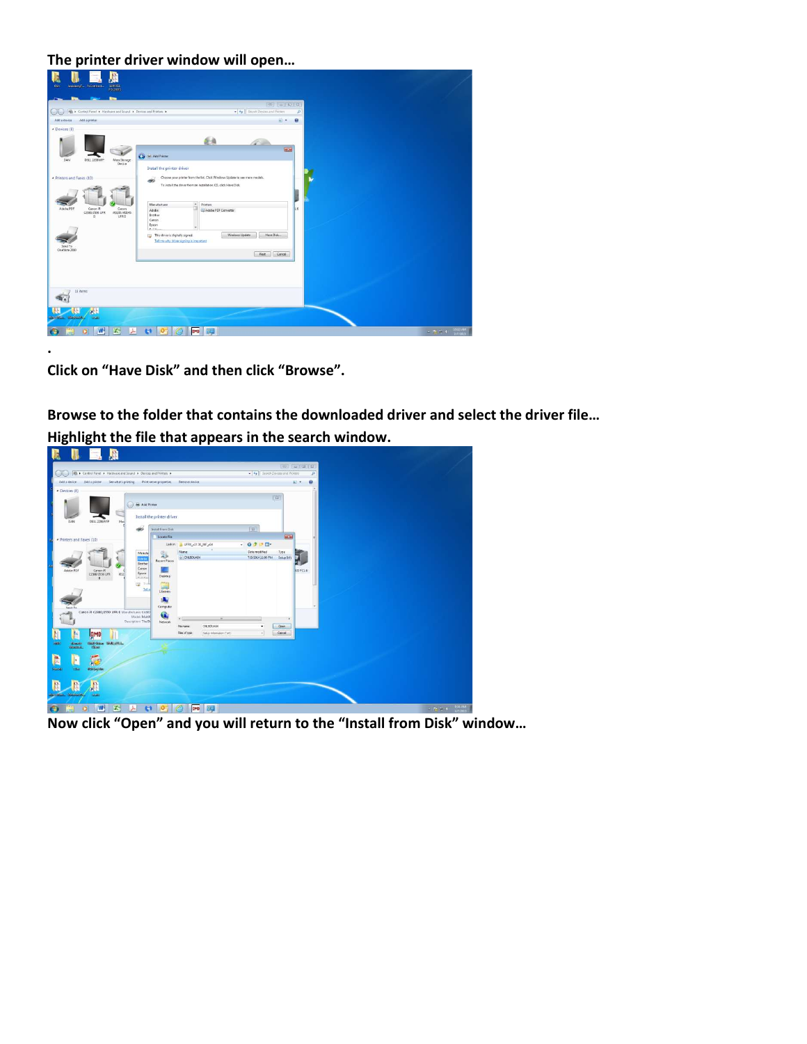**The printer driver window will open…**

.

**Click on "Have Disk" and then click "Browse".**

**Browse to the folder that contains the downloaded driver and select the driver file…**

**Highlight the file that appears in the search window.**

**Now click "Open" and you will return to the "Install from Disk" window…**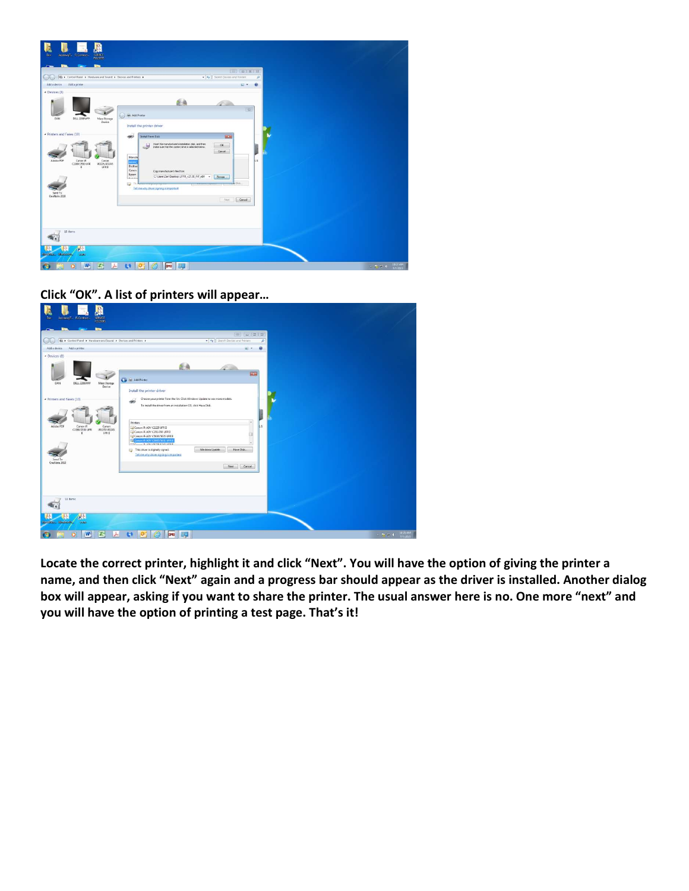Click "OK". A list of printers will appear…

Locate the correct printer, highlight it and click "Next". You will have the option of giving the printer a name, and then click "Next" again and a progress bar should appear as the driver is installed. Another dialog box will appear, asking if you want to share the printer. The usual answer here is no. One more "next" and you will have the option of printing a test page. That's it!